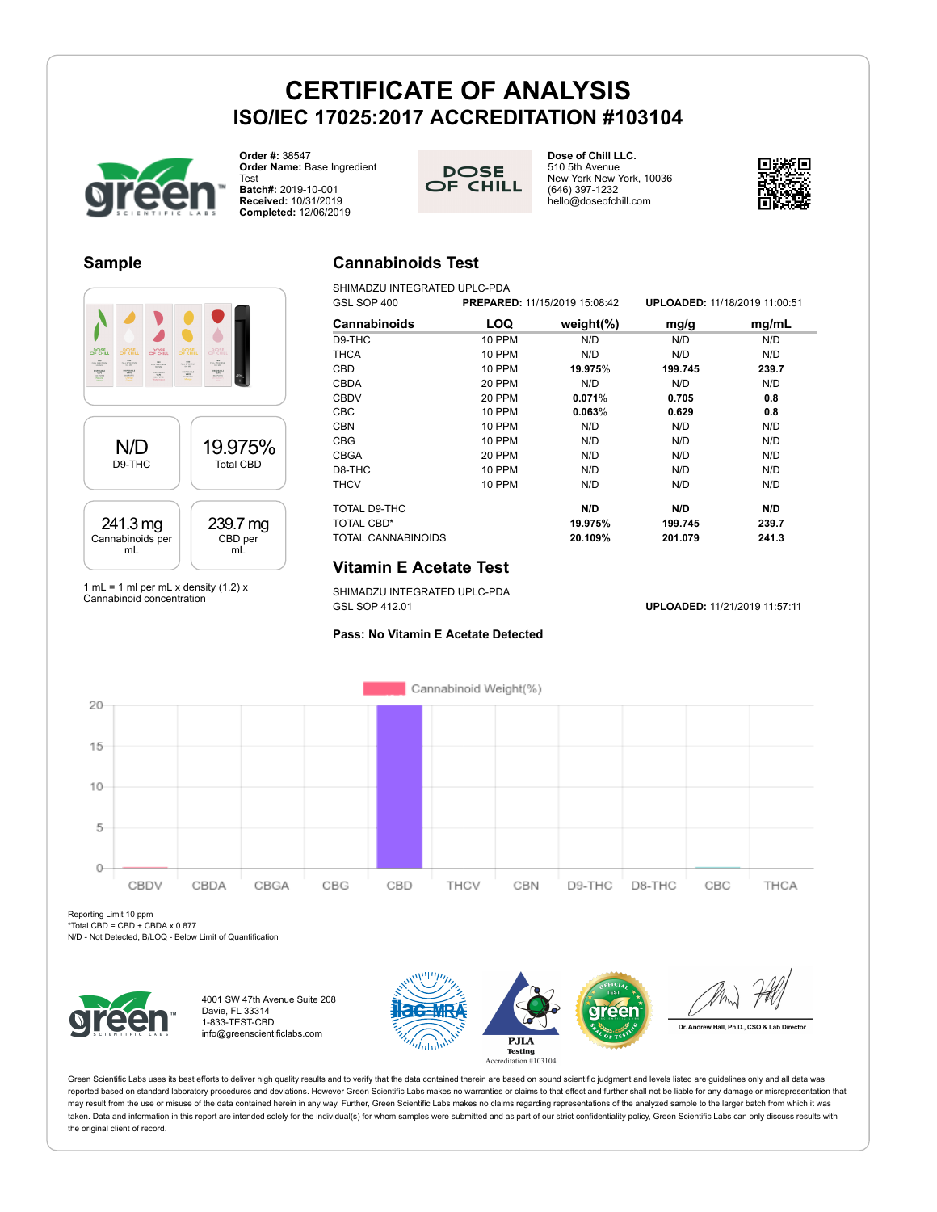# CERTIFICATE OF ANALYSIS

## ISO/IEC 17025:2017 ACCREDITATION #103104

**Order #:** 38547
**Order Name:** Base Ingredient Test
**Batch#:** 2019-10-001
**Received:** 10/31/2019
**Completed:** 12/06/2019

**Dose of Chill LLC.**
510 5th Avenue
New York New York, 10036
(646) 397-1232
hello@doseofchill.com

## Sample

| N/D | 19.975% |
|---|---|
| D9-THC | Total CBD |

| 241.3 mg | 239.7 mg |
|---|---|
| Cannabinoids per mL | CBD per mL |

1 mL = 1 ml per mL x density (1.2) x Cannabinoid concentration

## Cannabinoids Test

SHIMADZU INTEGRATED UPLC-PDA
GSL SOP 400 **PREPARED:** 11/15/2019 15:08:42 **UPLOADED:** 11/18/2019 11:00:51

| Cannabinoids | LOQ | weight(%) | mg/g | mg/mL |
|---|---|---|---|---|
| D9-THC | 10 PPM | N/D | N/D | N/D |
| THCA | 10 PPM | N/D | N/D | N/D |
| CBD | 10 PPM | **19.975%** | **199.745** | **239.7** |
| CBDA | 20 PPM | N/D | N/D | N/D |
| CBDV | 20 PPM | **0.071%** | **0.705** | **0.8** |
| CBC | 10 PPM | **0.063%** | **0.629** | **0.8** |
| CBN | 10 PPM | N/D | N/D | N/D |
| CBG | 10 PPM | N/D | N/D | N/D |
| CBGA | 20 PPM | N/D | N/D | N/D |
| D8-THC | 10 PPM | N/D | N/D | N/D |
| THCV | 10 PPM | N/D | N/D | N/D |
| TOTAL D9-THC | | **N/D** | **N/D** | **N/D** |
| TOTAL CBD* | | **19.975%** | **199.745** | **239.7** |
| TOTAL CANNABINOIDS | | **20.109%** | **201.079** | **241.3** |

## Vitamin E Acetate Test

SHIMADZU INTEGRATED UPLC-PDA
GSL SOP 412.01 **UPLOADED:** 11/21/2019 11:57:11

**Pass: No Vitamin E Acetate Detected**

Cannabinoid Weight(%)

| CBDV | CBDA | CBGA | CBG | CBD | THCV | CBN | D9-THC | D8-THC | CBC | THCA |
|---|---|---|---|---|---|---|---|---|---|---|

Reporting Limit 10 ppm
*Total CBD = CBD + CBDA x 0.877
N/D - Not Detected, B/LOQ - Below Limit of Quantification

4001 SW 47th Avenue Suite 208
Davie, FL 33314
1-833-TEST-CBD
info@greenscientificlabs.com

PJLA Testing Accreditation #103104

Dr. Andrew Hall, Ph.D., CSO & Lab Director

Green Scientific Labs uses its best efforts to deliver high quality results and to verify that the data contained therein are based on sound scientific judgment and levels listed are guidelines only and all data was reported based on standard laboratory procedures and deviations. However Green Scientific Labs makes no warranties or claims to that effect and further shall not be liable for any damage or misrepresentation that may result from the use or misuse of the data contained herein in any way. Further, Green Scientific Labs makes no claims regarding representations of the analyzed sample to the larger batch from which it was taken. Data and information in this report are intended solely for the individual(s) for whom samples were submitted and as part of our strict confidentiality policy, Green Scientific Labs can only discuss results with the original client of record.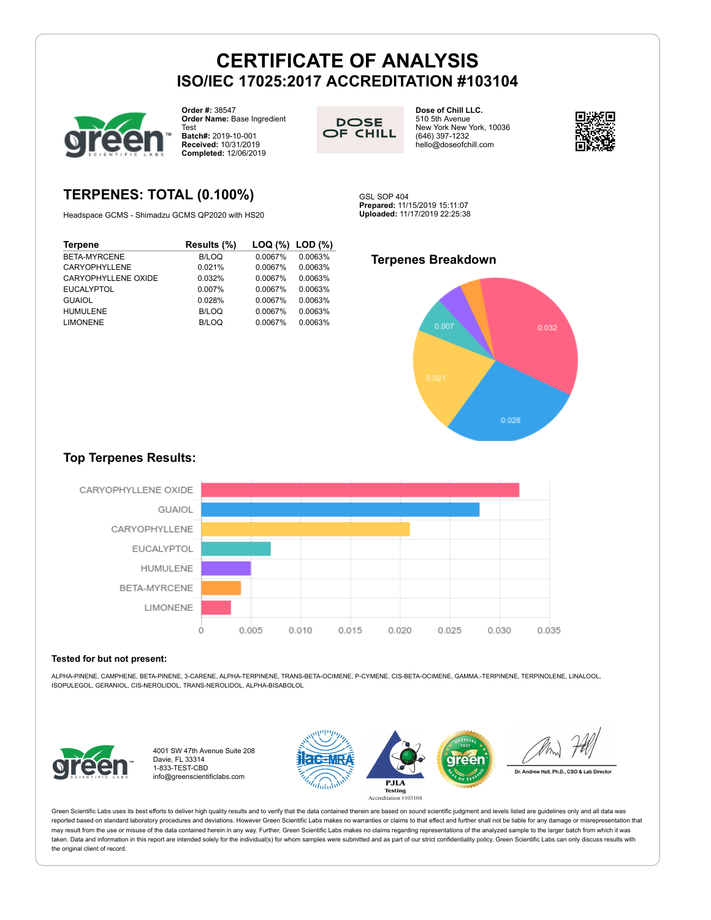# CERTIFICATE OF ANALYSIS
## ISO/IEC 17025:2017 ACCREDITATION #103104

**Order #:** 38547
**Order Name:** Base Ingredient Test
**Batch#:** 2019-10-001
**Received:** 10/31/2019
**Completed:** 12/06/2019

DOSE OF CHILL

**Dose of Chill LLC.**
510 5th Avenue
New York New York, 10036
(646) 397-1232
hello@doseofchill.com

## TERPENES: TOTAL (0.100%)

Headspace GCMS - Shimadzu GCMS QP2020 with HS20

GSL SOP 404
**Prepared:** 11/15/2019 15:11:07
**Uploaded:** 11/17/2019 22:25:38

| Terpene | Results (%) | LOQ (%) | LOD (%) |
|---|---|---|---|
| BETA-MYRCENE | B/LOQ | 0.0067% | 0.0063% |
| CARYOPHYLLENE | 0.021% | 0.0067% | 0.0063% |
| CARYOPHYLLENE OXIDE | 0.032% | 0.0067% | 0.0063% |
| EUCALYPTOL | 0.007% | 0.0067% | 0.0063% |
| GUAIOL | 0.028% | 0.0067% | 0.0063% |
| HUMULENE | B/LOQ | 0.0067% | 0.0063% |
| LIMONENE | B/LOQ | 0.0067% | 0.0063% |

### Terpenes Breakdown

0.032, 0.028, 0.021, 0.007

### Top Terpenes Results:

CARYOPHYLLENE OXIDE, GUAIOL, CARYOPHYLLENE, EUCALYPTOL, HUMULENE, BETA-MYRCENE, LIMONENE

0, 0.005, 0.010, 0.015, 0.020, 0.025, 0.030, 0.035

**Tested for but not present:**

ALPHA-PINENE, CAMPHENE, BETA-PINENE, 3-CARENE, ALPHA-TERPINENE, TRANS-BETA-OCIMENE, P-CYMENE, CIS-BETA-OCIMENE, GAMMA.-TERPINENE, TERPINOLENE, LINALOOL, ISOPULEGOL, GERANIOL, CIS-NEROLIDOL, TRANS-NEROLIDOL, ALPHA-BISABOLOL

4001 SW 47th Avenue Suite 208
Davie, FL 33314
1-833-TEST-CBD
info@greenscientificlabs.com

PJLA Testing Accreditation #103104

Dr. Andrew Hall, Ph.D., CSO & Lab Director

Green Scientific Labs uses its best efforts to deliver high quality results and to verify that the data contained therein are based on sound scientific judgment and levels listed are guidelines only and all data was reported based on standard laboratory procedures and deviations. However Green Scientific Labs makes no warranties or claims to that effect and further shall not be liable for any damage or misrepresentation that may result from the use or misuse of the data contained herein in any way. Further, Green Scientific Labs makes no claims regarding representations of the analyzed sample to the larger batch from which it was taken. Data and information in this report are intended solely for the individual(s) for whom samples were submitted and as part of our strict confidentiality policy, Green Scientific Labs can only discuss results with the original client of record.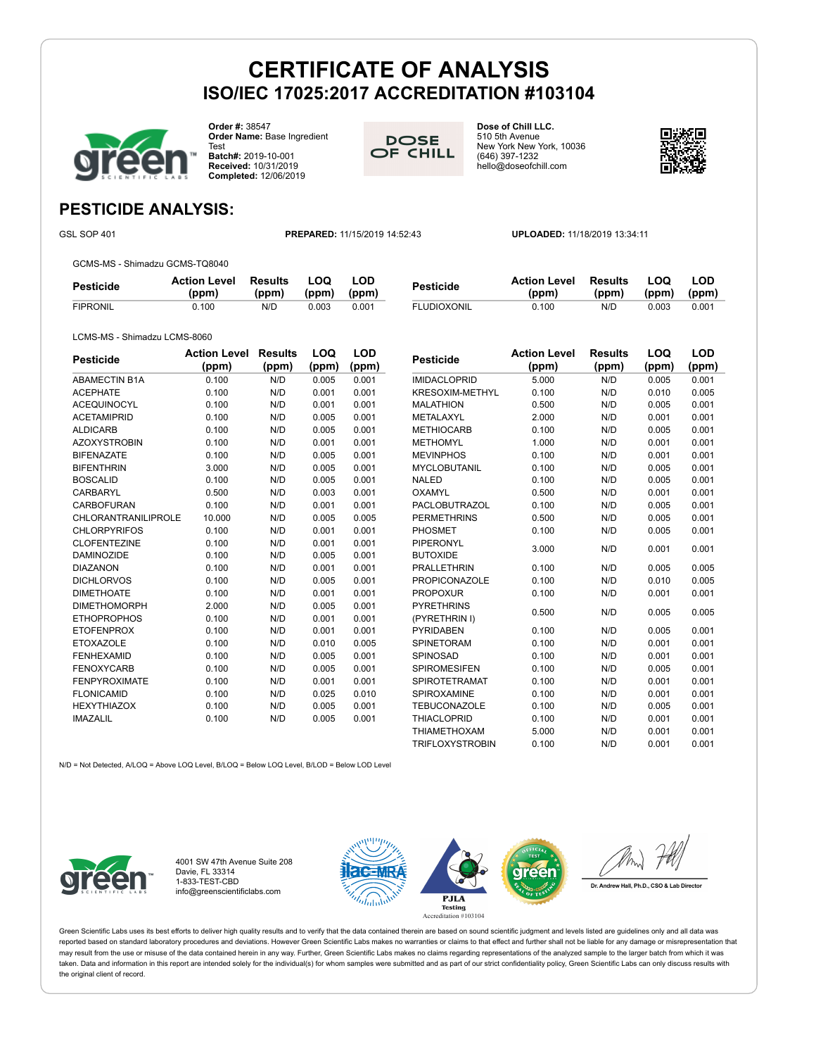# CERTIFICATE OF ANALYSIS
## ISO/IEC 17025:2017 ACCREDITATION #103104

**Order #:** 38547
**Order Name:** Base Ingredient Test
**Batch#:** 2019-10-001
**Received:** 10/31/2019
**Completed:** 12/06/2019

**Dose of Chill LLC.**
510 5th Avenue
New York New York, 10036
(646) 397-1232
hello@doseofchill.com

## PESTICIDE ANALYSIS:

GSL SOP 401 **PREPARED:** 11/15/2019 14:52:43 **UPLOADED:** 11/18/2019 13:34:11

GCMS-MS - Shimadzu GCMS-TQ8040

| Pesticide | Action Level (ppm) | Results (ppm) | LOQ (ppm) | LOD (ppm) |
|---|---|---|---|---|
| FIPRONIL | 0.100 | N/D | 0.003 | 0.001 |
| FLUDIOXONIL | 0.100 | N/D | 0.003 | 0.001 |

LCMS-MS - Shimadzu LCMS-8060

| Pesticide | Action Level (ppm) | Results (ppm) | LOQ (ppm) | LOD (ppm) |
|---|---|---|---|---|
| ABAMECTIN B1A | 0.100 | N/D | 0.005 | 0.001 |
| ACEPHATE | 0.100 | N/D | 0.001 | 0.001 |
| ACEQUINOCYL | 0.100 | N/D | 0.001 | 0.001 |
| ACETAMIPRID | 0.100 | N/D | 0.005 | 0.001 |
| ALDICARB | 0.100 | N/D | 0.005 | 0.001 |
| AZOXYSTROBIN | 0.100 | N/D | 0.001 | 0.001 |
| BIFENAZATE | 0.100 | N/D | 0.005 | 0.001 |
| BIFENTHRIN | 3.000 | N/D | 0.005 | 0.001 |
| BOSCALID | 0.100 | N/D | 0.005 | 0.001 |
| CARBARYL | 0.500 | N/D | 0.003 | 0.001 |
| CARBOFURAN | 0.100 | N/D | 0.001 | 0.001 |
| CHLORANTRANILIPROLE | 10.000 | N/D | 0.005 | 0.005 |
| CHLORPYRIFOS | 0.100 | N/D | 0.001 | 0.001 |
| CLOFENTEZINE | 0.100 | N/D | 0.001 | 0.001 |
| DAMINOZIDE | 0.100 | N/D | 0.005 | 0.001 |
| DIAZANON | 0.100 | N/D | 0.001 | 0.001 |
| DICHLORVOS | 0.100 | N/D | 0.005 | 0.001 |
| DIMETHOATE | 0.100 | N/D | 0.001 | 0.001 |
| DIMETHOMORPH | 2.000 | N/D | 0.005 | 0.001 |
| ETHOPROPHOS | 0.100 | N/D | 0.001 | 0.001 |
| ETOFENPROX | 0.100 | N/D | 0.001 | 0.001 |
| ETOXAZOLE | 0.100 | N/D | 0.010 | 0.005 |
| FENHEXAMID | 0.100 | N/D | 0.005 | 0.001 |
| FENOXYCARB | 0.100 | N/D | 0.005 | 0.001 |
| FENPYROXIMATE | 0.100 | N/D | 0.001 | 0.001 |
| FLONICAMID | 0.100 | N/D | 0.025 | 0.010 |
| HEXYTHIAZOX | 0.100 | N/D | 0.005 | 0.001 |
| IMAZALIL | 0.100 | N/D | 0.005 | 0.001 |
| IMIDACLOPRID | 5.000 | N/D | 0.005 | 0.001 |
| KRESOXIM-METHYL | 0.100 | N/D | 0.010 | 0.005 |
| MALATHION | 0.500 | N/D | 0.005 | 0.001 |
| METALAXYL | 2.000 | N/D | 0.001 | 0.001 |
| METHIOCARB | 0.100 | N/D | 0.005 | 0.001 |
| METHOMYL | 1.000 | N/D | 0.001 | 0.001 |
| MEVINPHOS | 0.100 | N/D | 0.001 | 0.001 |
| MYCLOBUTANIL | 0.100 | N/D | 0.005 | 0.001 |
| NALED | 0.100 | N/D | 0.005 | 0.001 |
| OXAMYL | 0.500 | N/D | 0.001 | 0.001 |
| PACLOBUTRAZOL | 0.100 | N/D | 0.005 | 0.001 |
| PERMETHRINS | 0.500 | N/D | 0.005 | 0.001 |
| PHOSMET | 0.100 | N/D | 0.005 | 0.001 |
| PIPERONYL BUTOXIDE | 3.000 | N/D | 0.001 | 0.001 |
| PRALLETHRIN | 0.100 | N/D | 0.005 | 0.005 |
| PROPICONAZOLE | 0.100 | N/D | 0.010 | 0.005 |
| PROPOXUR | 0.100 | N/D | 0.001 | 0.001 |
| PYRETHRINS (PYRETHRIN I) | 0.500 | N/D | 0.005 | 0.005 |
| PYRIDABEN | 0.100 | N/D | 0.005 | 0.001 |
| SPINETORAM | 0.100 | N/D | 0.001 | 0.001 |
| SPINOSAD | 0.100 | N/D | 0.001 | 0.001 |
| SPIROMESIFEN | 0.100 | N/D | 0.005 | 0.001 |
| SPIROTETRAMAT | 0.100 | N/D | 0.001 | 0.001 |
| SPIROXAMINE | 0.100 | N/D | 0.001 | 0.001 |
| TEBUCONAZOLE | 0.100 | N/D | 0.005 | 0.001 |
| THIACLOPRID | 0.100 | N/D | 0.001 | 0.001 |
| THIAMETHOXAM | 5.000 | N/D | 0.001 | 0.001 |
| TRIFLOXYSTROBIN | 0.100 | N/D | 0.001 | 0.001 |

N/D = Not Detected, A/LOQ = Above LOQ Level, B/LOQ = Below LOQ Level, B/LOD = Below LOD Level

4001 SW 47th Avenue Suite 208
Davie, FL 33314
1-833-TEST-CBD
info@greenscientificlabs.com

PJLA Testing Accreditation #103104

Dr. Andrew Hall, Ph.D., CSO & Lab Director

Green Scientific Labs uses its best efforts to deliver high quality results and to verify that the data contained therein are based on sound scientific judgment and levels listed are guidelines only and all data was reported based on standard laboratory procedures and deviations. However Green Scientific Labs makes no warranties or claims to that effect and further shall not be liable for any damage or misrepresentation that may result from the use or misuse of the data contained herein in any way. Further, Green Scientific Labs makes no claims regarding representations of the results to the larger batch from which it was taken. Data and information in this report are intended solely for the individual(s) for whom samples were submitted and as part of our strict confidentiality policy, Green Scientific Labs can only discuss results with the original client of record.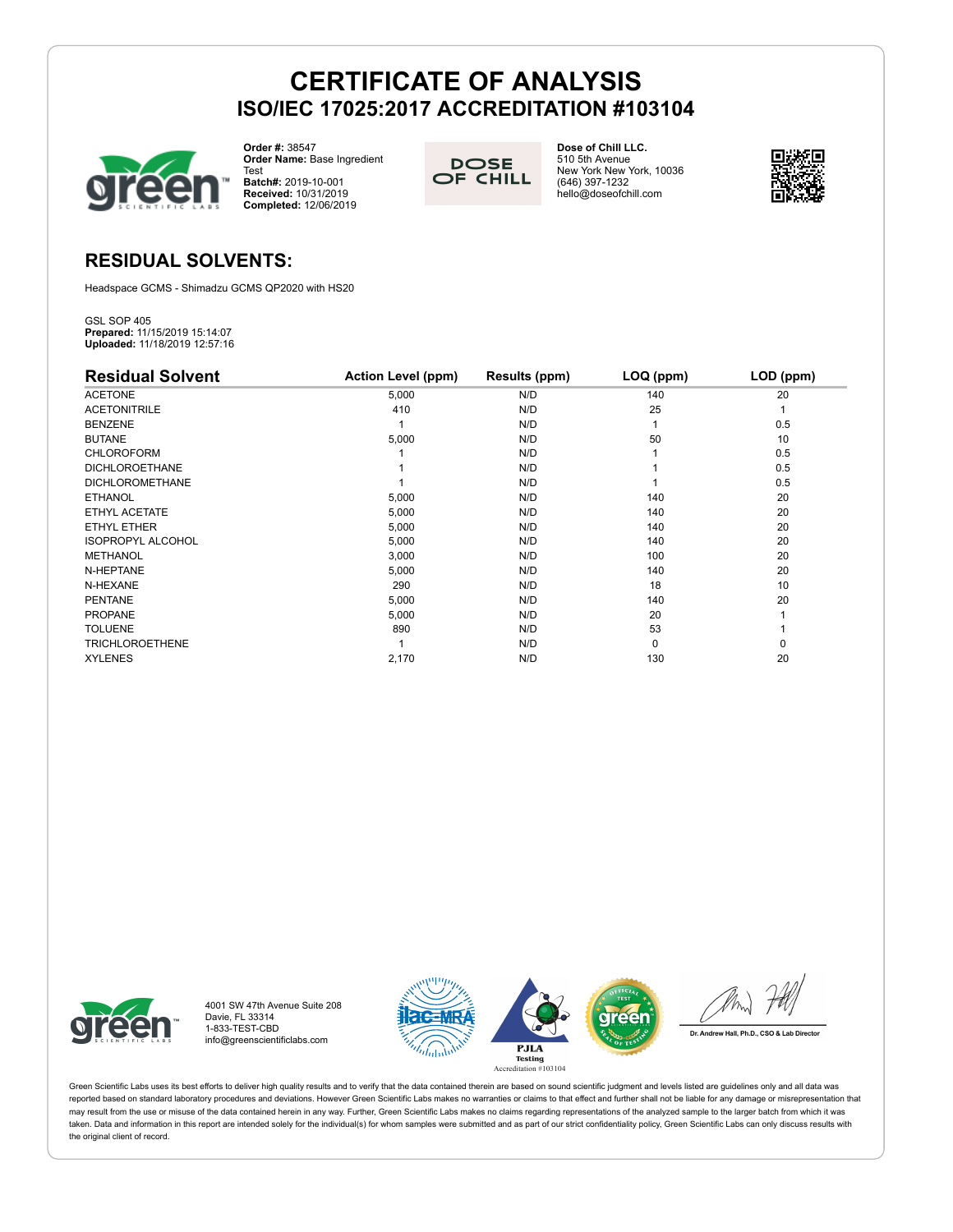# CERTIFICATE OF ANALYSIS
## ISO/IEC 17025:2017 ACCREDITATION #103104

**Order #:** 38547
**Order Name:** Base Ingredient Test
**Batch#:** 2019-10-001
**Received:** 10/31/2019
**Completed:** 12/06/2019

DOSE OF CHILL

**Dose of Chill LLC.**
510 5th Avenue
New York New York, 10036
(646) 397-1232
hello@doseofchill.com

## RESIDUAL SOLVENTS:

Headspace GCMS - Shimadzu GCMS QP2020 with HS20

GSL SOP 405
**Prepared:** 11/15/2019 15:14:07
**Uploaded:** 11/18/2019 12:57:16

| Residual Solvent | Action Level (ppm) | Results (ppm) | LOQ (ppm) | LOD (ppm) |
|---|---|---|---|---|
| ACETONE | 5,000 | N/D | 140 | 20 |
| ACETONITRILE | 410 | N/D | 25 | 1 |
| BENZENE | 1 | N/D | 1 | 0.5 |
| BUTANE | 5,000 | N/D | 50 | 10 |
| CHLOROFORM | 1 | N/D | 1 | 0.5 |
| DICHLOROETHANE | 1 | N/D | 1 | 0.5 |
| DICHLOROMETHANE | 1 | N/D | 1 | 0.5 |
| ETHANOL | 5,000 | N/D | 140 | 20 |
| ETHYL ACETATE | 5,000 | N/D | 140 | 20 |
| ETHYL ETHER | 5,000 | N/D | 140 | 20 |
| ISOPROPYL ALCOHOL | 5,000 | N/D | 140 | 20 |
| METHANOL | 3,000 | N/D | 100 | 20 |
| N-HEPTANE | 5,000 | N/D | 140 | 20 |
| N-HEXANE | 290 | N/D | 18 | 10 |
| PENTANE | 5,000 | N/D | 140 | 20 |
| PROPANE | 5,000 | N/D | 20 | 1 |
| TOLUENE | 890 | N/D | 53 | 1 |
| TRICHLOROETHENE | 1 | N/D | 0 | 0 |
| XYLENES | 2,170 | N/D | 130 | 20 |

4001 SW 47th Avenue Suite 208
Davie, FL 33314
1-833-TEST-CBD
info@greenscientificlabs.com

PJLA Testing Accreditation #103104

Dr. Andrew Hall, Ph.D., CSO & Lab Director

Green Scientific Labs uses its best efforts to deliver high quality results and to verify that the data contained therein are based on sound scientific judgment and levels listed are guidelines only and all data was reported based on standard laboratory procedures and deviations. However Green Scientific Labs makes no warranties or claims to that effect and further shall not be liable for any damage or misrepresentation that may result from the use or misuse of the data contained herein in any way. Further, Green Scientific Labs makes no claims regarding representations of the analyzed sample to the larger batch from which it was taken. Data and information in this report are intended solely for the individual(s) for whom samples were submitted and as part of our strict confidentiality policy, Green Scientific Labs can only discuss results with the original client of record.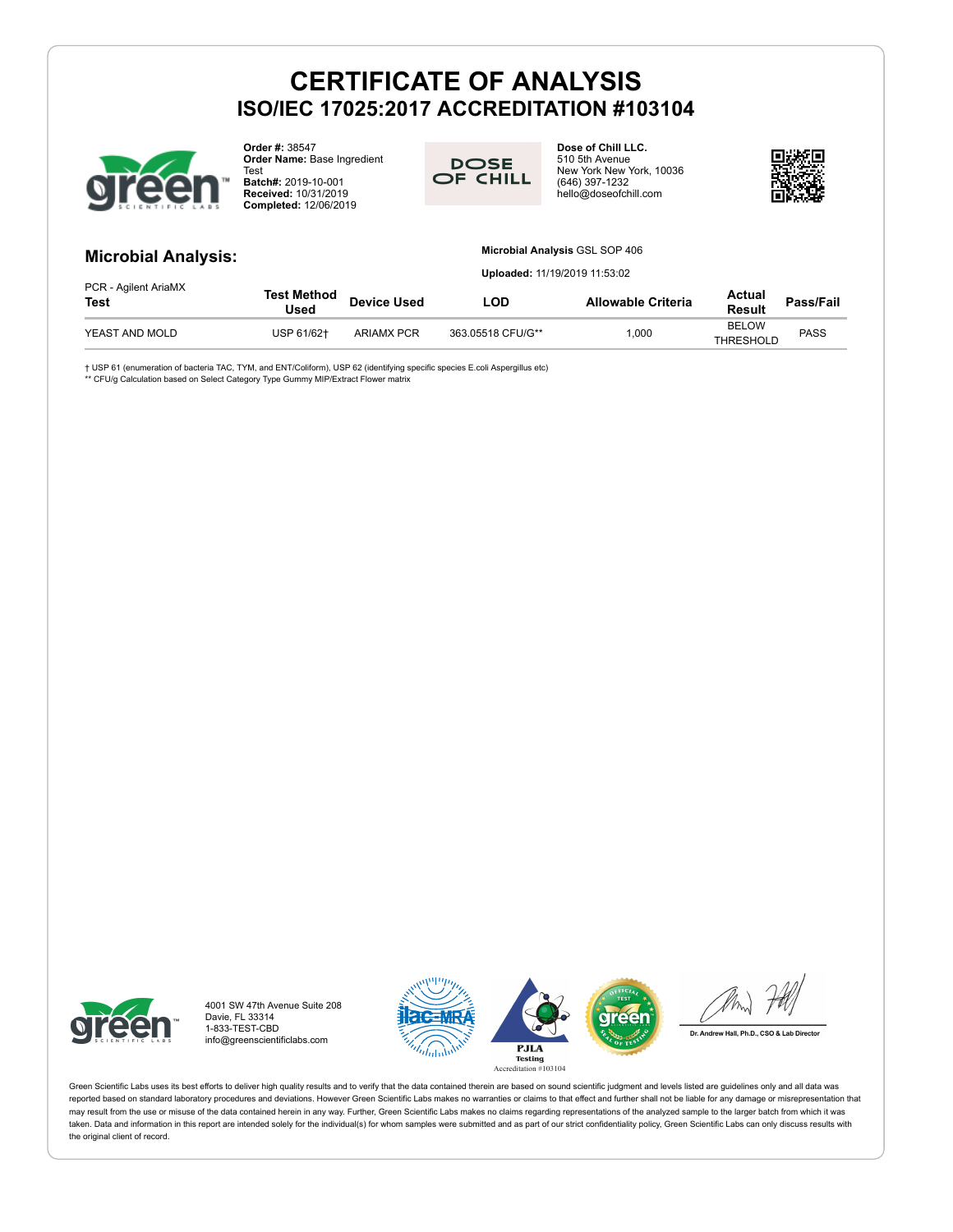# CERTIFICATE OF ANALYSIS

## ISO/IEC 17025:2017 ACCREDITATION #103104

**Order #:** 38547
**Order Name:** Base Ingredient Test
**Batch#:** 2019-10-001
**Received:** 10/31/2019
**Completed:** 12/06/2019

DOSE OF CHILL

**Dose of Chill LLC.**
510 5th Avenue
New York New York, 10036
(646) 397-1232
hello@doseofchill.com

## Microbial Analysis:

**Microbial Analysis** GSL SOP 406

**Uploaded:** 11/19/2019 11:53:02

PCR - Agilent AriaMX

| Test | Test Method Used | Device Used | LOD | Allowable Criteria | Actual Result | Pass/Fail |
|---|---|---|---|---|---|---|
| YEAST AND MOLD | USP 61/62† | ARIAMX PCR | 363.05518 CFU/G** | 1,000 | BELOW THRESHOLD | PASS |

† USP 61 (enumeration of bacteria TAC, TYM, and ENT/Coliform), USP 62 (identifying specific species E.coli Aspergillus etc)
** CFU/g Calculation based on Select Category Type Gummy MIP/Extract Flower matrix

4001 SW 47th Avenue Suite 208
Davie, FL 33314
1-833-TEST-CBD
info@greenscientificlabs.com

PJLA Testing
Accreditation #103104

Dr. Andrew Hall, Ph.D., CSO & Lab Director

Green Scientific Labs uses its best efforts to deliver high quality results and to verify that the data contained therein are based on sound scientific judgment and levels listed are guidelines only and all data was reported based on standard laboratory procedures and deviations. However Green Scientific Labs makes no warranties or claims to that effect and further shall not be liable for any damage or misrepresentation that may result from the use or misuse of the data contained herein in any way. Further, Green Scientific Labs makes no claims regarding representations of the analyzed sample to the larger batch from which it was taken. Data and information in this report are intended solely for the individual(s) for whom samples were submitted and as part of our strict confidentiality policy, Green Scientific Labs can only discuss results with the original client of record.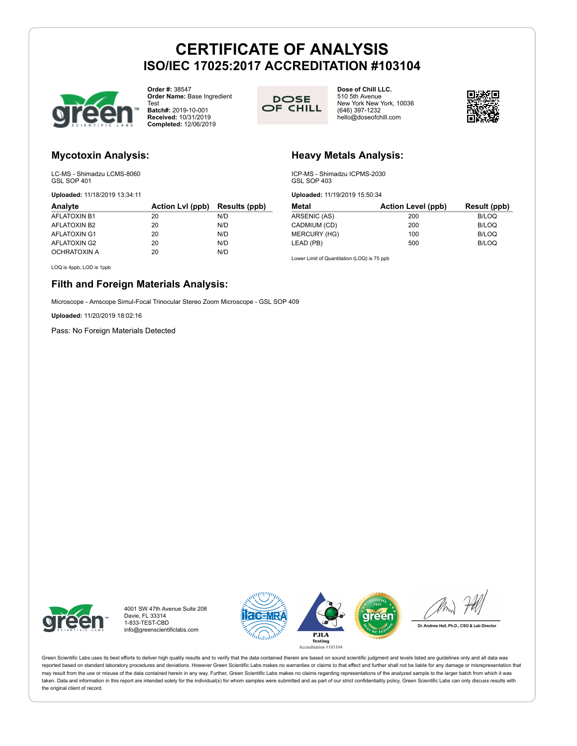# CERTIFICATE OF ANALYSIS

## ISO/IEC 17025:2017 ACCREDITATION #103104

**Order #:** 38547
**Order Name:** Base Ingredient Test
**Batch#:** 2019-10-001
**Received:** 10/31/2019
**Completed:** 12/06/2019

**Dose of Chill LLC.**
510 5th Avenue
New York New York, 10036
(646) 397-1232
hello@doseofchill.com

## Mycotoxin Analysis:

LC-MS - Shimadzu LCMS-8060
GSL SOP 401

**Uploaded:** 11/18/2019 13:34:11

| Analyte | Action Lvl (ppb) | Results (ppb) |
|---|---|---|
| AFLATOXIN B1 | 20 | N/D |
| AFLATOXIN B2 | 20 | N/D |
| AFLATOXIN G1 | 20 | N/D |
| AFLATOXIN G2 | 20 | N/D |
| OCHRATOXIN A | 20 | N/D |

LOQ is 4ppb, LOD is 1ppb

## Heavy Metals Analysis:

ICP-MS - Shimadzu ICPMS-2030
GSL SOP 403

**Uploaded:** 11/19/2019 15:50:34

| Metal | Action Level (ppb) | Result (ppb) |
|---|---|---|
| ARSENIC (AS) | 200 | B/LOQ |
| CADMIUM (CD) | 200 | B/LOQ |
| MERCURY (HG) | 100 | B/LOQ |
| LEAD (PB) | 500 | B/LOQ |

Lower Limit of Quantitation (LOQ) is 75 ppb

## Filth and Foreign Materials Analysis:

Microscope - Amscope Simul-Focal Trinocular Stereo Zoom Microscope - GSL SOP 409

**Uploaded:** 11/20/2019 18:02:16

Pass: No Foreign Materials Detected

4001 SW 47th Avenue Suite 208
Davie, FL 33314
1-833-TEST-CBD
info@greenscientificlabs.com

PJLA Testing
Accreditation #103104

Dr. Andrew Hall, Ph.D., CSO & Lab Director

Green Scientific Labs uses its best efforts to deliver high quality results and to verify that the data contained therein are based on sound scientific judgment and levels listed are guidelines only and all data was reported based on standard laboratory procedures and deviations. However Green Scientific Labs makes no warranties or claims to that effect and further shall not be liable for any damage or misrepresentation that may result from the use or misuse of the data contained herein in any way. Further, Green Scientific Labs makes no claims regarding representations of the analyzed sample to the larger batch from which it was taken. Data and information in this report are intended solely for the individual(s) for whom samples were submitted and as part of our strict confidentiality policy, Green Scientific Labs can only discuss results with the original client of record.